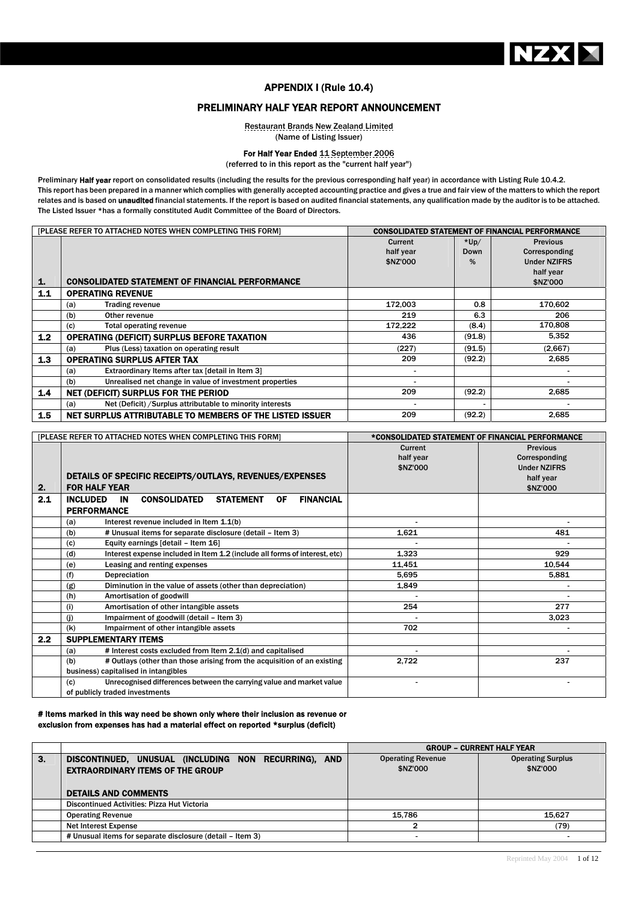NZX

# APPENDIX I (Rule 10.4)

## PRELIMINARY HALF YEAR REPORT ANNOUNCEMENT

Restaurant Brands New Zealand Limited
(Name of Listing Issuer)

**For Half Year Ended** 11 September 2006
(referred to in this report as the "current half year")

Preliminary **Half year** report on consolidated results (including the results for the previous corresponding half year) in accordance with Listing Rule 10.4.2. This report has been prepared in a manner which complies with generally accepted accounting practice and gives a true and fair view of the matters to which the report relates and is based on **unaudited** financial statements. If the report is based on audited financial statements, any qualification made by the auditor is to be attached. The Listed Issuer *has a formally constituted Audit Committee of the Board of Directors.

| | [PLEASE REFER TO ATTACHED NOTES WHEN COMPLETING THIS FORM] | CONSOLIDATED STATEMENT OF FINANCIAL PERFORMANCE | | |
|---|---|---|---|---|
| **1.** | **CONSOLIDATED STATEMENT OF FINANCIAL PERFORMANCE** | Current half year $NZ'000 | *Up/ Down % | Previous Corresponding Under NZIFRS half year $NZ'000 |
| **1.1** | **OPERATING REVENUE** | | | |
| | (a) Trading revenue | 172,003 | 0.8 | 170,602 |
| | (b) Other revenue | 219 | 6.3 | 206 |
| | (c) Total operating revenue | 172,222 | (8.4) | 170,808 |
| **1.2** | **OPERATING (DEFICIT) SURPLUS BEFORE TAXATION** | 436 | (91.8) | 5,352 |
| | (a) Plus (Less) taxation on operating result | (227) | (91.5) | (2,667) |
| **1.3** | **OPERATING SURPLUS AFTER TAX** | 209 | (92.2) | 2,685 |
| | (a) Extraordinary Items after tax [detail in Item 3] | - | | - |
| | (b) Unrealised net change in value of investment properties | - | | - |
| **1.4** | **NET (DEFICIT) SURPLUS FOR THE PERIOD** | 209 | (92.2) | 2,685 |
| | (a) Net (Deficit) /Surplus attributable to minority interests | - | - | - |
| **1.5** | **NET SURPLUS ATTRIBUTABLE TO MEMBERS OF THE LISTED ISSUER** | 209 | (92.2) | 2,685 |

| | [PLEASE REFER TO ATTACHED NOTES WHEN COMPLETING THIS FORM] | *CONSOLIDATED STATEMENT OF FINANCIAL PERFORMANCE | |
|---|---|---|---|
| **2.** | **DETAILS OF SPECIFIC RECEIPTS/OUTLAYS, REVENUES/EXPENSES FOR HALF YEAR** | Current half year $NZ'000 | Previous Corresponding Under NZIFRS half year $NZ'000 |
| **2.1** | **INCLUDED IN CONSOLIDATED STATEMENT OF FINANCIAL PERFORMANCE** | | |
| | (a) Interest revenue included in Item 1.1(b) | - | - |
| | (b) # Unusual items for separate disclosure (detail – Item 3) | 1,621 | 481 |
| | (c) Equity earnings [detail – Item 16] | - | - |
| | (d) Interest expense included in Item 1.2 (include all forms of interest, etc) | 1,323 | 929 |
| | (e) Leasing and renting expenses | 11,451 | 10,544 |
| | (f) Depreciation | 5,695 | 5,881 |
| | (g) Diminution in the value of assets (other than depreciation) | 1,849 | - |
| | (h) Amortisation of goodwill | - | - |
| | (i) Amortisation of other intangible assets | 254 | 277 |
| | (j) Impairment of goodwill (detail – Item 3) | - | 3,023 |
| | (k) Impairment of other intangible assets | 702 | - |
| **2.2** | **SUPPLEMENTARY ITEMS** | | |
| | (a) # Interest costs excluded from Item 2.1(d) and capitalised | - | - |
| | (b) # Outlays (other than those arising from the acquisition of an existing business) capitalised in intangibles | 2,722 | 237 |
| | (c) Unrecognised differences between the carrying value and market value of publicly traded investments | - | - |

**# Items marked in this way need be shown only where their inclusion as revenue or exclusion from expenses has had a material effect on reported *surplus (deficit)**

| | | GROUP – CURRENT HALF YEAR | |
|---|---|---|---|
| **3.** | **DISCONTINUED, UNUSUAL (INCLUDING NON RECURRING), AND EXTRAORDINARY ITEMS OF THE GROUP** <br> **DETAILS AND COMMENTS** | Operating Revenue $NZ'000 | Operating Surplus $NZ'000 |
| | Discontinued Activities: Pizza Hut Victoria | | |
| | Operating Revenue | 15,786 | 15,627 |
| | Net Interest Expense | 2 | (79) |
| | # Unusual items for separate disclosure (detail – Item 3) | - | - |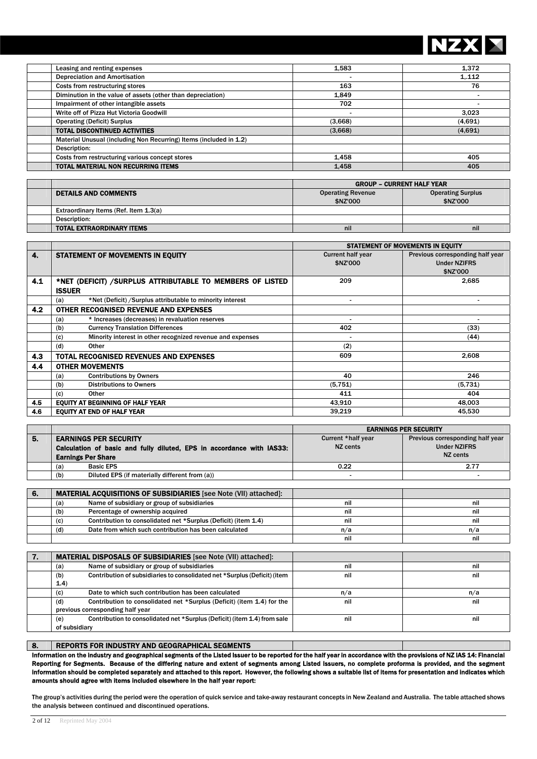| | | | |
|---|---|---|---|
| | Leasing and renting expenses | 1,583 | 1,372 |
| | Depreciation and Amortisation | - | 1,.112 |
| | Costs from restructuring stores | 163 | 76 |
| | Diminution in the value of assets (other than depreciation) | 1,849 | - |
| | Impairment of other intangible assets | 702 | - |
| | Write off of Pizza Hut Victoria Goodwill | - | 3,023 |
| | Operating (Deficit) Surplus | (3,668) | (4,691) |
| | **TOTAL DISCONTINUED ACTIVITIES** | (3,668) | (4,691) |
| | Material Unusual (including Non Recurring) Items (included in 1.2) | | |
| | Description: | | |
| | Costs from restructuring various concept stores | 1,458 | 405 |
| | **TOTAL MATERIAL NON RECURRING ITEMS** | 1,458 | 405 |

| | | GROUP – CURRENT HALF YEAR | |
|---|---|---|---|
| | **DETAILS AND COMMENTS** | Operating Revenue $NZ'000 | Operating Surplus $NZ'000 |
| | Extraordinary Items (Ref. Item 1.3(a) | | |
| | Description: | | |
| | **TOTAL EXTRAORDINARY ITEMS** | nil | nil |

| | | STATEMENT OF MOVEMENTS IN EQUITY | |
|---|---|---|---|
| **4.** | **STATEMENT OF MOVEMENTS IN EQUITY** | Current half year $NZ'000 | Previous corresponding half year Under NZIFRS $NZ'000 |
| **4.1** | ***NET (DEFICIT) /SURPLUS ATTRIBUTABLE TO MEMBERS OF LISTED ISSUER** | 209 | 2,685 |
| | (a) *Net (Deficit) /Surplus attributable to minority interest | - | - |
| **4.2** | **OTHER RECOGNISED REVENUE AND EXPENSES** | | |
| | (a) * Increases (decreases) in revaluation reserves | - | - |
| | (b) Currency Translation Differences | 402 | (33) |
| | (c) Minority interest in other recognized revenue and expenses | - | (44) |
| | (d) Other | (2) | |
| **4.3** | **TOTAL RECOGNISED REVENUES AND EXPENSES** | 609 | 2,608 |
| **4.4** | **OTHER MOVEMENTS** | | |
| | (a) Contributions by Owners | 40 | 246 |
| | (b) Distributions to Owners | (5,751) | (5,731) |
| | (c) Other | 411 | 404 |
| **4.5** | **EQUITY AT BEGINNING OF HALF YEAR** | 43,910 | 48,003 |
| **4.6** | **EQUITY AT END OF HALF YEAR** | 39,219 | 45,530 |

| | | EARNINGS PER SECURITY | |
|---|---|---|---|
| **5.** | **EARNINGS PER SECURITY** Calculation of basic and fully diluted, EPS in accordance with IAS33: Earnings Per Share | Current *half year NZ cents | Previous corresponding half year Under NZIFRS NZ cents |
| | (a) Basic EPS | 0.22 | 2.77 |
| | (b) Diluted EPS (if materially different from (a)) | - | - |

| | | | |
|---|---|---|---|
| **6.** | **MATERIAL ACQUISITIONS OF SUBSIDIARIES** [see Note (VII) attached]: | | |
| | (a) Name of subsidiary or group of subsidiaries | nil | nil |
| | (b) Percentage of ownership acquired | nil | nil |
| | (c) Contribution to consolidated net *Surplus (Deficit) (item 1.4) | nil | nil |
| | (d) Date from which such contribution has been calculated | n/a | n/a |
| | | nil | nil |

| | | | |
|---|---|---|---|
| **7.** | **MATERIAL DISPOSALS OF SUBSIDIARIES** [see Note (VII) attached]: | | |
| | (a) Name of subsidiary or group of subsidiaries | nil | nil |
| | (b) Contribution of subsidiaries to consolidated net *Surplus (Deficit) (item 1.4) | nil | nil |
| | (c) Date to which such contribution has been calculated | n/a | n/a |
| | (d) Contribution to consolidated net *Surplus (Deficit) (item 1.4) for the previous corresponding half year | nil | nil |
| | (e) Contribution to consolidated net *Surplus (Deficit) (item 1.4) from sale of subsidiary | nil | nil |

## 8. REPORTS FOR INDUSTRY AND GEOGRAPHICAL SEGMENTS

**Information on the industry and geographical segments of the Listed Issuer to be reported for the half year in accordance with the provisions of NZ IAS 14: Financial Reporting for Segments. Because of the differing nature and extent of segments among Listed Issuers, no complete proforma is provided, and the segment information should be completed separately and attached to this report. However, the following shows a suitable list of items for presentation and indicates which amounts should agree with items included elsewhere in the half year report:**

The group's activities during the period were the operation of quick service and take-away restaurant concepts in New Zealand and Australia. The table attached shows the analysis between continued and discontinued operations.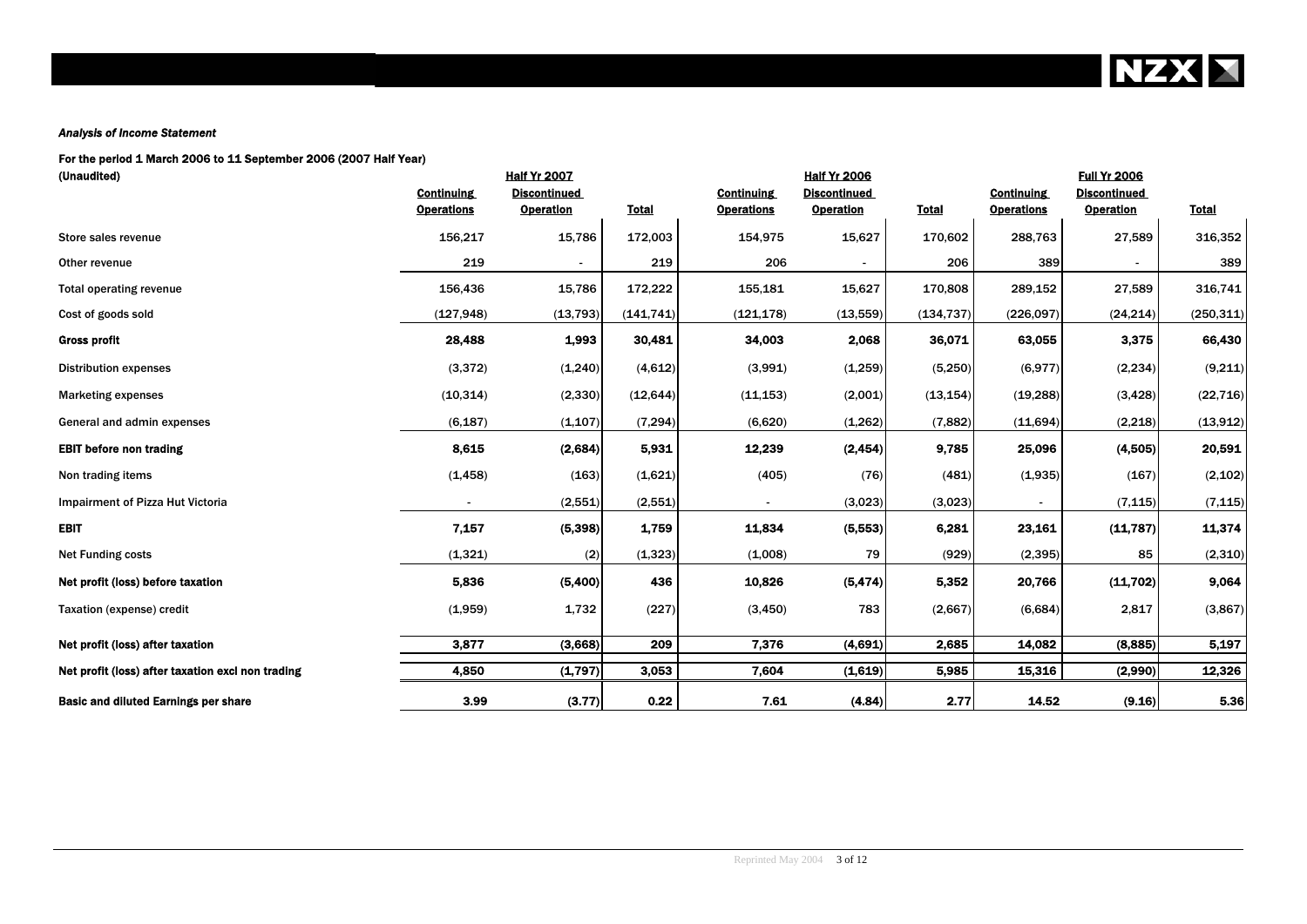*Analysis of Income Statement*

**For the period 1 March 2006 to 11 September 2006 (2007 Half Year)**
**(Unaudited)**

| | Half Yr 2007 | | | Half Yr 2006 | | | Full Yr 2006 | | |
|---|---|---|---|---|---|---|---|---|---|
| | Continuing Operations | Discontinued Operation | Total | Continuing Operations | Discontinued Operation | Total | Continuing Operations | Discontinued Operation | Total |
| Store sales revenue | 156,217 | 15,786 | 172,003 | 154,975 | 15,627 | 170,602 | 288,763 | 27,589 | 316,352 |
| Other revenue | 219 | - | 219 | 206 | - | 206 | 389 | - | 389 |
| Total operating revenue | 156,436 | 15,786 | 172,222 | 155,181 | 15,627 | 170,808 | 289,152 | 27,589 | 316,741 |
| Cost of goods sold | (127,948) | (13,793) | (141,741) | (121,178) | (13,559) | (134,737) | (226,097) | (24,214) | (250,311) |
| **Gross profit** | **28,488** | **1,993** | **30,481** | **34,003** | **2,068** | **36,071** | **63,055** | **3,375** | **66,430** |
| Distribution expenses | (3,372) | (1,240) | (4,612) | (3,991) | (1,259) | (5,250) | (6,977) | (2,234) | (9,211) |
| Marketing expenses | (10,314) | (2,330) | (12,644) | (11,153) | (2,001) | (13,154) | (19,288) | (3,428) | (22,716) |
| General and admin expenses | (6,187) | (1,107) | (7,294) | (6,620) | (1,262) | (7,882) | (11,694) | (2,218) | (13,912) |
| **EBIT before non trading** | **8,615** | **(2,684)** | **5,931** | **12,239** | **(2,454)** | **9,785** | **25,096** | **(4,505)** | **20,591** |
| Non trading items | (1,458) | (163) | (1,621) | (405) | (76) | (481) | (1,935) | (167) | (2,102) |
| Impairment of Pizza Hut Victoria | - | (2,551) | (2,551) | - | (3,023) | (3,023) | - | (7,115) | (7,115) |
| **EBIT** | **7,157** | **(5,398)** | **1,759** | **11,834** | **(5,553)** | **6,281** | **23,161** | **(11,787)** | **11,374** |
| Net Funding costs | (1,321) | (2) | (1,323) | (1,008) | 79 | (929) | (2,395) | 85 | (2,310) |
| **Net profit (loss) before taxation** | **5,836** | **(5,400)** | **436** | **10,826** | **(5,474)** | **5,352** | **20,766** | **(11,702)** | **9,064** |
| Taxation (expense) credit | (1,959) | 1,732 | (227) | (3,450) | 783 | (2,667) | (6,684) | 2,817 | (3,867) |
| **Net profit (loss) after taxation** | **3,877** | **(3,668)** | **209** | **7,376** | **(4,691)** | **2,685** | **14,082** | **(8,885)** | **5,197** |
| **Net profit (loss) after taxation excl non trading** | **4,850** | **(1,797)** | **3,053** | **7,604** | **(1,619)** | **5,985** | **15,316** | **(2,990)** | **12,326** |
| **Basic and diluted Earnings per share** | **3.99** | **(3.77)** | **0.22** | **7.61** | **(4.84)** | **2.77** | **14.52** | **(9.16)** | **5.36** |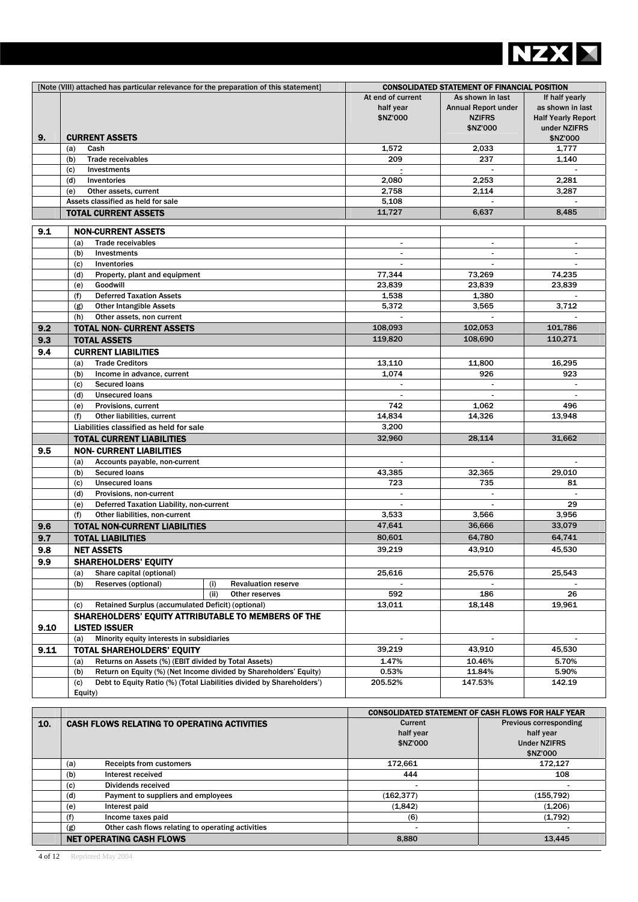| | [Note (VIII) attached has particular relevance for the preparation of this statement] | CONSOLIDATED STATEMENT OF FINANCIAL POSITION | | |
|---|---|---|---|---|
| | | At end of current half year $NZ'000 | As shown in last Annual Report under NZIFRS $NZ'000 | If half yearly as shown in last Half Yearly Report under NZIFRS $NZ'000 |
| 9. | **CURRENT ASSETS** | | | |
| | (a) Cash | 1,572 | 2,033 | 1,777 |
| | (b) Trade receivables | 209 | 237 | 1,140 |
| | (c) Investments | - | - | - |
| | (d) Inventories | 2,080 | 2,253 | 2,281 |
| | (e) Other assets, current | 2,758 | 2,114 | 3,287 |
| | Assets classified as held for sale | 5,108 | - | - |
| | **TOTAL CURRENT ASSETS** | 11,727 | 6,637 | 8,485 |
| 9.1 | **NON-CURRENT ASSETS** | | | |
| | (a) Trade receivables | - | - | - |
| | (b) Investments | - | - | - |
| | (c) Inventories | - | - | - |
| | (d) Property, plant and equipment | 77,344 | 73,269 | 74,235 |
| | (e) Goodwill | 23,839 | 23,839 | 23,839 |
| | (f) Deferred Taxation Assets | 1,538 | 1,380 | - |
| | (g) Other Intangible Assets | 5,372 | 3,565 | 3,712 |
| | (h) Other assets, non current | - | - | - |
| 9.2 | **TOTAL NON- CURRENT ASSETS** | 108,093 | 102,053 | 101,786 |
| 9.3 | **TOTAL ASSETS** | 119,820 | 108,690 | 110,271 |
| 9.4 | **CURRENT LIABILITIES** | | | |
| | (a) Trade Creditors | 13,110 | 11,800 | 16,295 |
| | (b) Income in advance, current | 1,074 | 926 | 923 |
| | (c) Secured loans | - | - | - |
| | (d) Unsecured loans | - | - | - |
| | (e) Provisions, current | 742 | 1,062 | 496 |
| | (f) Other liabilities, current | 14,834 | 14,326 | 13,948 |
| | Liabilities classified as held for sale | 3,200 | | |
| | **TOTAL CURRENT LIABILITIES** | 32,960 | 28,114 | 31,662 |
| 9.5 | **NON- CURRENT LIABILITIES** | | | |
| | (a) Accounts payable, non-current | - | - | - |
| | (b) Secured loans | 43,385 | 32,365 | 29,010 |
| | (c) Unsecured loans | 723 | 735 | 81 |
| | (d) Provisions, non-current | - | - | - |
| | (e) Deferred Taxation Liability, non-current | - | - | 29 |
| | (f) Other liabilities, non-current | 3,533 | 3,566 | 3,956 |
| 9.6 | **TOTAL NON-CURRENT LIABILITIES** | 47,641 | 36,666 | 33,079 |
| 9.7 | **TOTAL LIABILITIES** | 80,601 | 64,780 | 64,741 |
| 9.8 | **NET ASSETS** | 39,219 | 43,910 | 45,530 |
| 9.9 | **SHAREHOLDERS' EQUITY** | | | |
| | (a) Share capital (optional) | 25,616 | 25,576 | 25,543 |
| | (b) Reserves (optional) (i) Revaluation reserve | - | - | - |
| | (ii) Other reserves | 592 | 186 | 26 |
| | (c) Retained Surplus (accumulated Deficit) (optional) | 13,011 | 18,148 | 19,961 |
| 9.10 | **SHAREHOLDERS' EQUITY ATTRIBUTABLE TO MEMBERS OF THE LISTED ISSUER** | | | |
| | (a) Minority equity interests in subsidiaries | - | - | - |
| 9.11 | **TOTAL SHAREHOLDERS' EQUITY** | 39,219 | 43,910 | 45,530 |
| | (a) Returns on Assets (%) (EBIT divided by Total Assets) | 1.47% | 10.46% | 5.70% |
| | (b) Return on Equity (%) (Net Income divided by Shareholders' Equity) | 0.53% | 11.84% | 5.90% |
| | (c) Debt to Equity Ratio (%) (Total Liabilities divided by Shareholders') Equity) | 205.52% | 147.53% | 142.19 |

| | | CONSOLIDATED STATEMENT OF CASH FLOWS FOR HALF YEAR | |
|---|---|---|---|
| 10. | **CASH FLOWS RELATING TO OPERATING ACTIVITIES** | Current half year $NZ'000 | Previous corresponding half year Under NZIFRS $NZ'000 |
| | (a) Receipts from customers | 172,661 | 172,127 |
| | (b) Interest received | 444 | 108 |
| | (c) Dividends received | - | - |
| | (d) Payment to suppliers and employees | (162,377) | (155,792) |
| | (e) Interest paid | (1,842) | (1,206) |
| | (f) Income taxes paid | (6) | (1,792) |
| | (g) Other cash flows relating to operating activities | - | - |
| | **NET OPERATING CASH FLOWS** | 8,880 | 13,445 |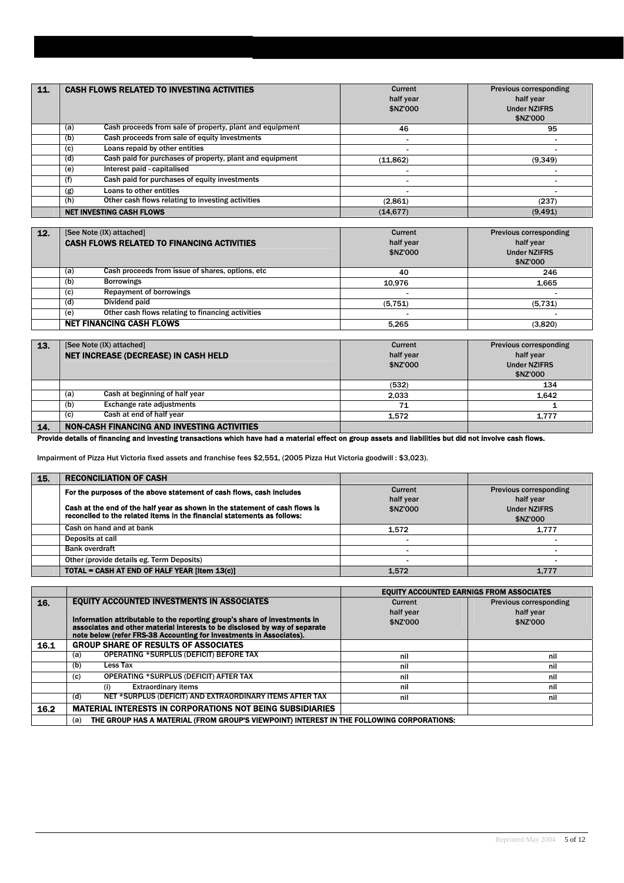| 11. | CASH FLOWS RELATED TO INVESTING ACTIVITIES | Current half year $NZ'000 | Previous corresponding half year Under NZIFRS $NZ'000 |
|---|---|---|---|
| | (a) Cash proceeds from sale of property, plant and equipment | 46 | 95 |
| | (b) Cash proceeds from sale of equity investments | - | - |
| | (c) Loans repaid by other entities | - | - |
| | (d) Cash paid for purchases of property, plant and equipment | (11,862) | (9,349) |
| | (e) Interest paid - capitalised | - | - |
| | (f) Cash paid for purchases of equity investments | - | - |
| | (g) Loans to other entitles | - | - |
| | (h) Other cash flows relating to investing activities | (2,861) | (237) |
| | **NET INVESTING CASH FLOWS** | (14,677) | (9,491) |

| 12. | [See Note (IX) attached] CASH FLOWS RELATED TO FINANCING ACTIVITIES | Current half year $NZ'000 | Previous corresponding half year Under NZIFRS $NZ'000 |
|---|---|---|---|
| | (a) Cash proceeds from issue of shares, options, etc | 40 | 246 |
| | (b) Borrowings | 10,976 | 1,665 |
| | (c) Repayment of borrowings | - | - |
| | (d) Dividend paid | (5,751) | (5,731) |
| | (e) Other cash flows relating to financing activities | - | - |
| | **NET FINANCING CASH FLOWS** | 5,265 | (3,820) |

| 13. | [See Note (IX) attached] NET INCREASE (DECREASE) IN CASH HELD | Current half year $NZ'000 | Previous corresponding half year Under NZIFRS $NZ'000 |
|---|---|---|---|
| | | (532) | 134 |
| | (a) Cash at beginning of half year | 2,033 | 1,642 |
| | (b) Exchange rate adjustments | 71 | 1 |
| | (c) Cash at end of half year | 1,572 | 1,777 |
| 14. | **NON-CASH FINANCING AND INVESTING ACTIVITIES** | | |

**Provide details of financing and investing transactions which have had a material effect on group assets and liabilities but did not involve cash flows.**

Impairment of Pizza Hut Victoria fixed assets and franchise fees $2,551, (2005 Pizza Hut Victoria goodwill : $3,023).

| 15. | RECONCILIATION OF CASH | Current half year $NZ'000 | Previous corresponding half year Under NZIFRS $NZ'000 |
|---|---|---|---|
| | **For the purposes of the above statement of cash flows, cash includes** **Cash at the end of the half year as shown in the statement of cash flows is reconciled to the related items in the financial statements as follows:** | | |
| | Cash on hand and at bank | 1,572 | 1,777 |
| | Deposits at call | - | - |
| | Bank overdraft | - | - |
| | Other (provide details eg. Term Deposits) | - | - |
| | **TOTAL = CASH AT END OF HALF YEAR [Item 13(c)]** | 1,572 | 1,777 |

| | | EQUITY ACCOUNTED EARNIGS FROM ASSOCIATES | |
|---|---|---|---|
| 16. | **EQUITY ACCOUNTED INVESTMENTS IN ASSOCIATES** Information attributable to the reporting group's share of investments in associates and other material interests to be disclosed by way of separate note below (refer FRS-38 Accounting for Investments in Associates). | Current half year $NZ'000 | Previous corresponding half year $NZ'000 |
| 16.1 | **GROUP SHARE OF RESULTS OF ASSOCIATES** | | |
| | (a) OPERATING *SURPLUS (DEFICIT) BEFORE TAX | nil | nil |
| | (b) Less Tax | nil | nil |
| | (c) OPERATING *SURPLUS (DEFICIT) AFTER TAX | nil | nil |
| | (i) Extraordinary items | nil | nil |
| | (d) NET *SURPLUS (DEFICIT) AND EXTRAORDINARY ITEMS AFTER TAX | nil | nil |
| 16.2 | **MATERIAL INTERESTS IN CORPORATIONS NOT BEING SUBSIDIARIES** | | |
| | (a) THE GROUP HAS A MATERIAL (FROM GROUP'S VIEWPOINT) INTEREST IN THE FOLLOWING CORPORATIONS: | | |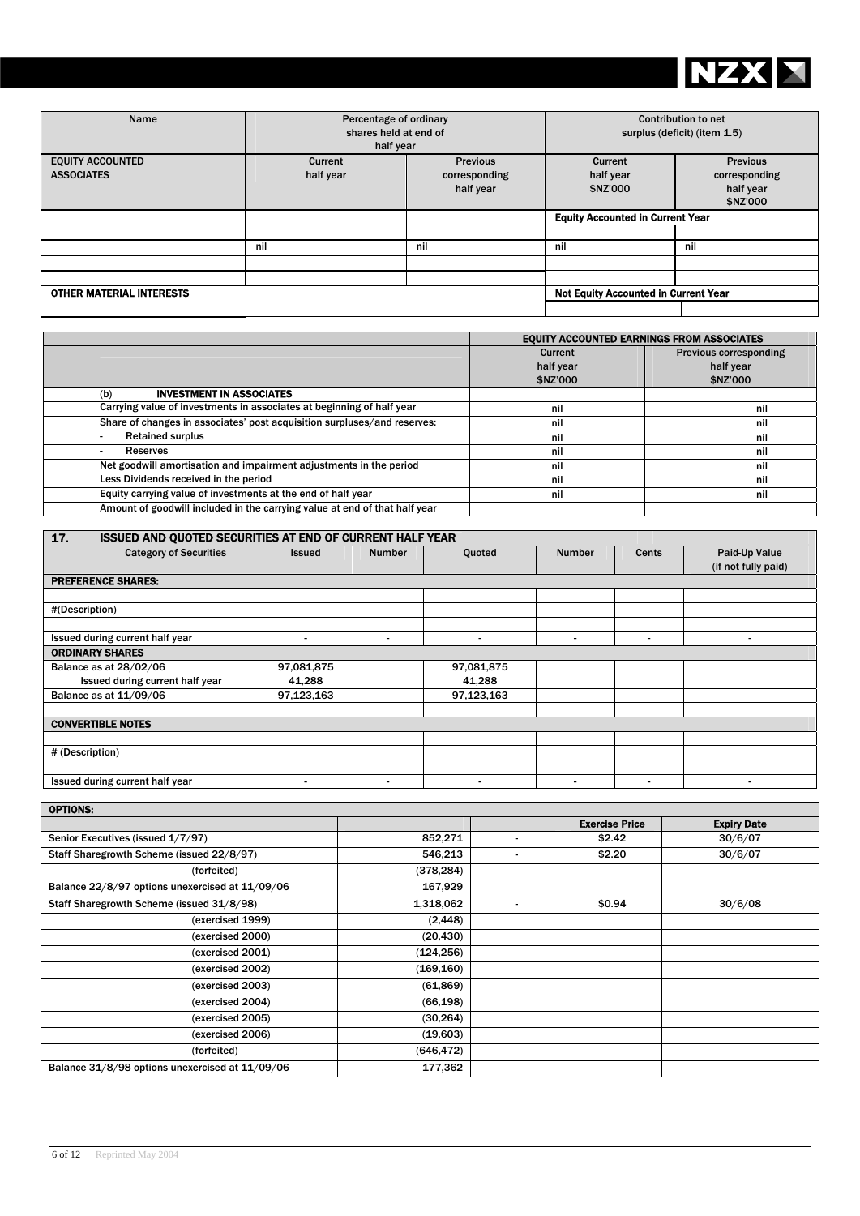| Name | Percentage of ordinary shares held at end of half year | | Contribution to net surplus (deficit) (item 1.5) | |
|---|---|---|---|---|
| **EQUITY ACCOUNTED ASSOCIATES** | Current half year | Previous corresponding half year | Current half year $NZ'000 | Previous corresponding half year $NZ'000 |
| | | | **Equity Accounted In Current Year** | |
| | | | | |
| | nil | nil | nil | nil |
| | | | | |
| | | | | |
| **OTHER MATERIAL INTERESTS** | | | **Not Equity Accounted in Current Year** | |
| | | | | |

| | | EQUITY ACCOUNTED EARNINGS FROM ASSOCIATES | |
|---|---|---|---|
| | | Current half year $NZ'000 | Previous corresponding half year $NZ'000 |
| | (b) **INVESTMENT IN ASSOCIATES** | | |
| | Carrying value of investments in associates at beginning of half year | nil | nil |
| | Share of changes in associates' post acquisition surpluses/and reserves: | nil | nil |
| | - Retained surplus | nil | nil |
| | - Reserves | nil | nil |
| | Net goodwill amortisation and impairment adjustments in the period | nil | nil |
| | Less Dividends received in the period | nil | nil |
| | Equity carrying value of investments at the end of half year | nil | nil |
| | Amount of goodwill included in the carrying value at end of that half year | | |

## 17. ISSUED AND QUOTED SECURITIES AT END OF CURRENT HALF YEAR

| Category of Securities | Issued | Number | Quoted | Number | Cents | Paid-Up Value (if not fully paid) |
|---|---|---|---|---|---|---|
| **PREFERENCE SHARES:** | | | | | | |
| | | | | | | |
| #(Description) | | | | | | |
| | | | | | | |
| Issued during current half year | - | - | - | - | - | - |
| **ORDINARY SHARES** | | | | | | |
| Balance as at 28/02/06 | 97,081,875 | | 97,081,875 | | | |
| Issued during current half year | 41,288 | | 41,288 | | | |
| Balance as at 11/09/06 | 97,123,163 | | 97,123,163 | | | |
| | | | | | | |
| **CONVERTIBLE NOTES** | | | | | | |
| | | | | | | |
| # (Description) | | | | | | |
| | | | | | | |
| Issued during current half year | - | - | - | - | - | - |

| **OPTIONS:** | | | Exercise Price | Expiry Date |
|---|---|---|---|---|
| Senior Executives (issued 1/7/97) | 852,271 | - | $2.42 | 30/6/07 |
| Staff Sharegrowth Scheme (issued 22/8/97) | 546,213 | - | $2.20 | 30/6/07 |
| (forfeited) | (378,284) | | | |
| Balance 22/8/97 options unexercised at 11/09/06 | 167,929 | | | |
| Staff Sharegrowth Scheme (issued 31/8/98) | 1,318,062 | - | $0.94 | 30/6/08 |
| (exercised 1999) | (2,448) | | | |
| (exercised 2000) | (20,430) | | | |
| (exercised 2001) | (124,256) | | | |
| (exercised 2002) | (169,160) | | | |
| (exercised 2003) | (61,869) | | | |
| (exercised 2004) | (66,198) | | | |
| (exercised 2005) | (30,264) | | | |
| (exercised 2006) | (19,603) | | | |
| (forfeited) | (646,472) | | | |
| Balance 31/8/98 options unexercised at 11/09/06 | 177,362 | | | |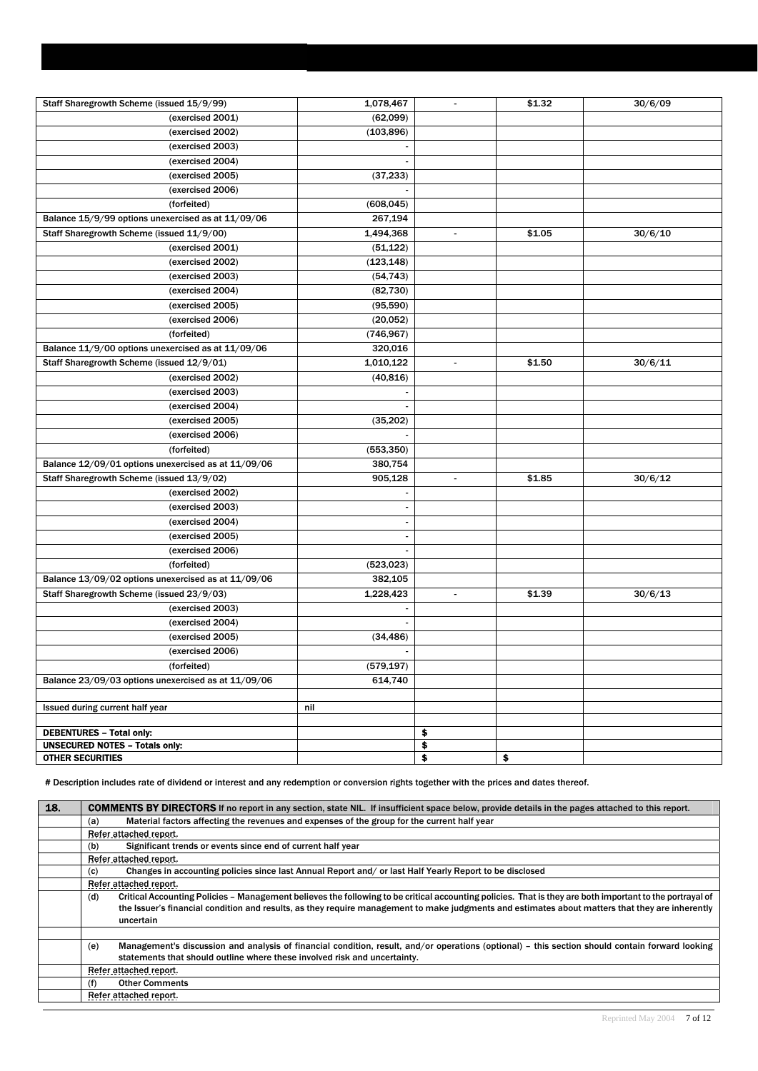| | | | | |
|---|---|---|---|---|
| Staff Sharegrowth Scheme (issued 15/9/99) | 1,078,467 | - | $1.32 | 30/6/09 |
| (exercised 2001) | (62,099) | | | |
| (exercised 2002) | (103,896) | | | |
| (exercised 2003) | - | | | |
| (exercised 2004) | - | | | |
| (exercised 2005) | (37,233) | | | |
| (exercised 2006) | - | | | |
| (forfeited) | (608,045) | | | |
| Balance 15/9/99 options unexercised as at 11/09/06 | 267,194 | | | |
| Staff Sharegrowth Scheme (issued 11/9/00) | 1,494,368 | - | $1.05 | 30/6/10 |
| (exercised 2001) | (51,122) | | | |
| (exercised 2002) | (123,148) | | | |
| (exercised 2003) | (54,743) | | | |
| (exercised 2004) | (82,730) | | | |
| (exercised 2005) | (95,590) | | | |
| (exercised 2006) | (20,052) | | | |
| (forfeited) | (746,967) | | | |
| Balance 11/9/00 options unexercised as at 11/09/06 | 320,016 | | | |
| Staff Sharegrowth Scheme (issued 12/9/01) | 1,010,122 | - | $1.50 | 30/6/11 |
| (exercised 2002) | (40,816) | | | |
| (exercised 2003) | - | | | |
| (exercised 2004) | - | | | |
| (exercised 2005) | (35,202) | | | |
| (exercised 2006) | - | | | |
| (forfeited) | (553,350) | | | |
| Balance 12/09/01 options unexercised as at 11/09/06 | 380,754 | | | |
| Staff Sharegrowth Scheme (issued 13/9/02) | 905,128 | - | $1.85 | 30/6/12 |
| (exercised 2002) | - | | | |
| (exercised 2003) | - | | | |
| (exercised 2004) | - | | | |
| (exercised 2005) | - | | | |
| (exercised 2006) | - | | | |
| (forfeited) | (523,023) | | | |
| Balance 13/09/02 options unexercised as at 11/09/06 | 382,105 | | | |
| Staff Sharegrowth Scheme (issued 23/9/03) | 1,228,423 | - | $1.39 | 30/6/13 |
| (exercised 2003) | - | | | |
| (exercised 2004) | - | | | |
| (exercised 2005) | (34,486) | | | |
| (exercised 2006) | - | | | |
| (forfeited) | (579,197) | | | |
| Balance 23/09/03 options unexercised as at 11/09/06 | 614,740 | | | |
| | | | | |
| Issued during current half year | nil | | | |
| | | | | |
| **DEBENTURES – Total only:** | | $ | | |
| **UNSECURED NOTES – Totals only:** | | $ | | |
| **OTHER SECURITIES** | | $ | $ | |

# Description includes rate of dividend or interest and any redemption or conversion rights together with the prices and dates thereof.

| | |
|---|---|
| **18.** | **COMMENTS BY DIRECTORS** If no report in any section, state NIL. If insufficient space below, provide details in the pages attached to this report. |
| | (a) Material factors affecting the revenues and expenses of the group for the current half year |
| | Refer attached report. |
| | (b) Significant trends or events since end of current half year |
| | Refer attached report. |
| | (c) Changes in accounting policies since last Annual Report and/ or last Half Yearly Report to be disclosed |
| | Refer attached report. |
| | (d) Critical Accounting Policies – Management believes the following to be critical accounting policies. That is they are both important to the portrayal of the Issuer's financial condition and results, as they require management to make judgments and estimates about matters that they are inherently uncertain |
| | |
| | (e) Management's discussion and analysis of financial condition, result, and/or operations (optional) – this section should contain forward looking statements that should outline where these involved risk and uncertainty. |
| | Refer attached report. |
| | (f) Other Comments |
| | Refer attached report. |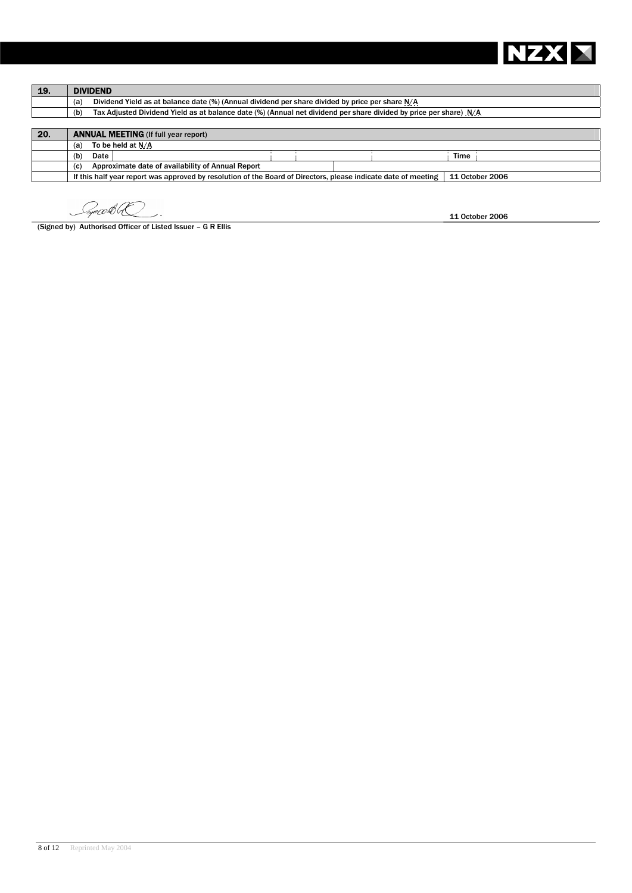| | |
|---|---|
| **19.** | **DIVIDEND** |
| | (a) Dividend Yield as at balance date (%) (Annual dividend per share divided by price per share N/A |
| | (b) Tax Adjusted Dividend Yield as at balance date (%) (Annual net dividend per share divided by price per share) N/A |

| | | | | | | | |
|---|---|---|---|---|---|---|---|
| **20.** | **ANNUAL MEETING** (If full year report) | | | | | | |
| | (a) To be held at N/A | | | | | | |
| | (b) Date | | | | | Time | |
| | (c) Approximate date of availability of Annual Report | | | | | | |
| | If this half year report was approved by resolution of the Board of Directors, please indicate date of meeting | | | | | 11 October 2006 | |

11 October 2006

(Signed by) Authorised Officer of Listed Issuer – G R Ellis